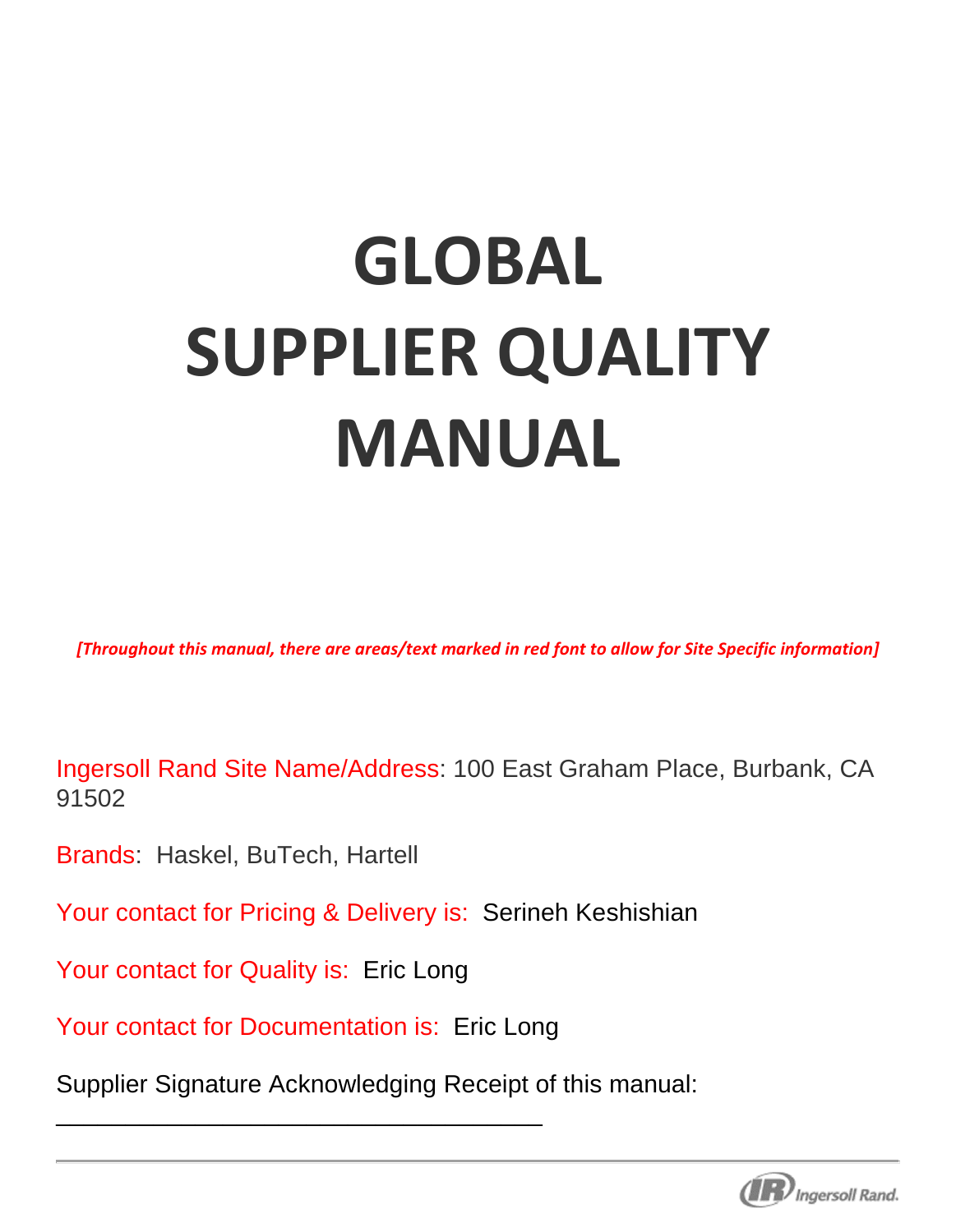# GLOBAL SUPPLIER QUALITY MANUAL

*[Throughout this manual, there are areas/text marked in red font to allow for Site Specific information]*

Ingersoll Rand Site Name/Address: 100 East Graham Place, Burbank, CA 91502

Brands: Haskel, BuTech, Hartell

Your contact for Pricing & Delivery is: Serineh Keshishian

Your contact for Quality is: Eric Long

Your contact for Documentation is: Eric Long

Supplier Signature Acknowledging Receipt of this manual:

\_\_\_\_\_\_\_\_\_\_\_\_\_\_\_\_\_\_\_\_\_\_\_\_\_\_\_\_\_\_\_\_\_\_\_\_\_\_\_\_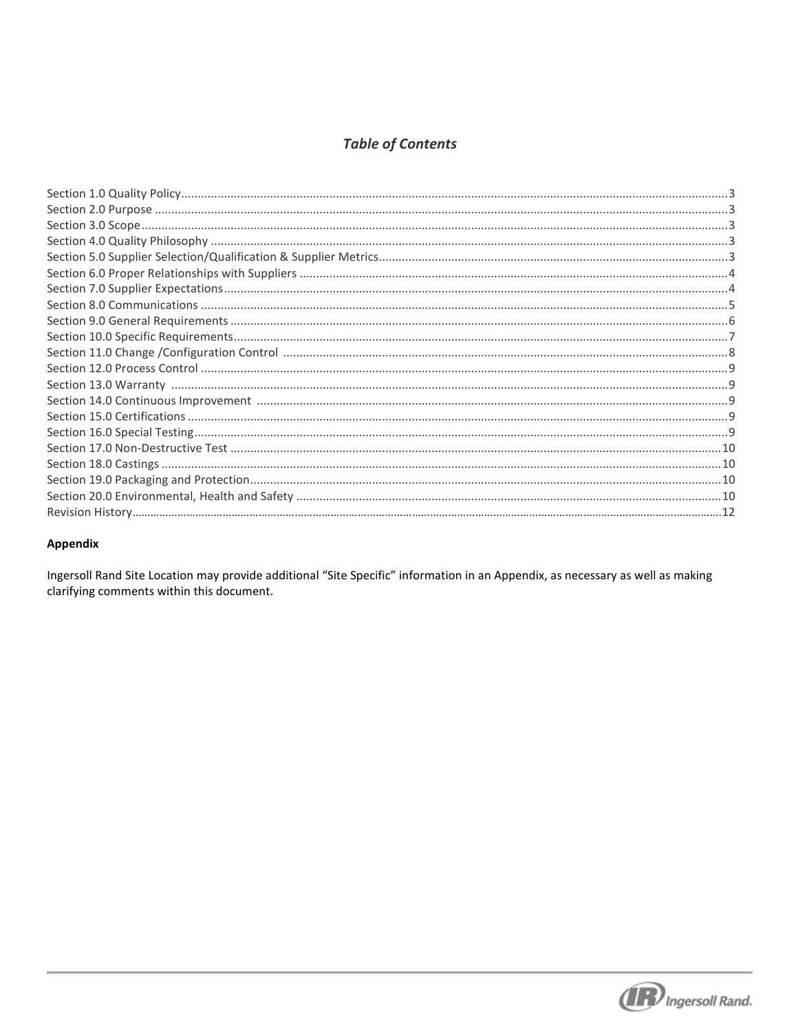## *Table of Contents*

Section 1.0 Quality Policy....................................................3
Section 2.0 Purpose....................................................3
Section 3.0 Scope....................................................3
Section 4.0 Quality Philosophy....................................................3
Section 5.0 Supplier Selection/Qualification & Supplier Metrics....................................................3
Section 6.0 Proper Relationships with Suppliers....................................................4
Section 7.0 Supplier Expectations....................................................4
Section 8.0 Communications....................................................5
Section 9.0 General Requirements....................................................6
Section 10.0 Specific Requirements....................................................7
Section 11.0 Change /Configuration Control....................................................8
Section 12.0 Process Control....................................................9
Section 13.0 Warranty....................................................9
Section 14.0 Continuous Improvement....................................................9
Section 15.0 Certifications....................................................9
Section 16.0 Special Testing....................................................9
Section 17.0 Non-Destructive Test....................................................10
Section 18.0 Castings....................................................10
Section 19.0 Packaging and Protection....................................................10
Section 20.0 Environmental, Health and Safety....................................................10
Revision History....................................................12

**Appendix**

Ingersoll Rand Site Location may provide additional "Site Specific" information in an Appendix, as necessary as well as making clarifying comments within this document.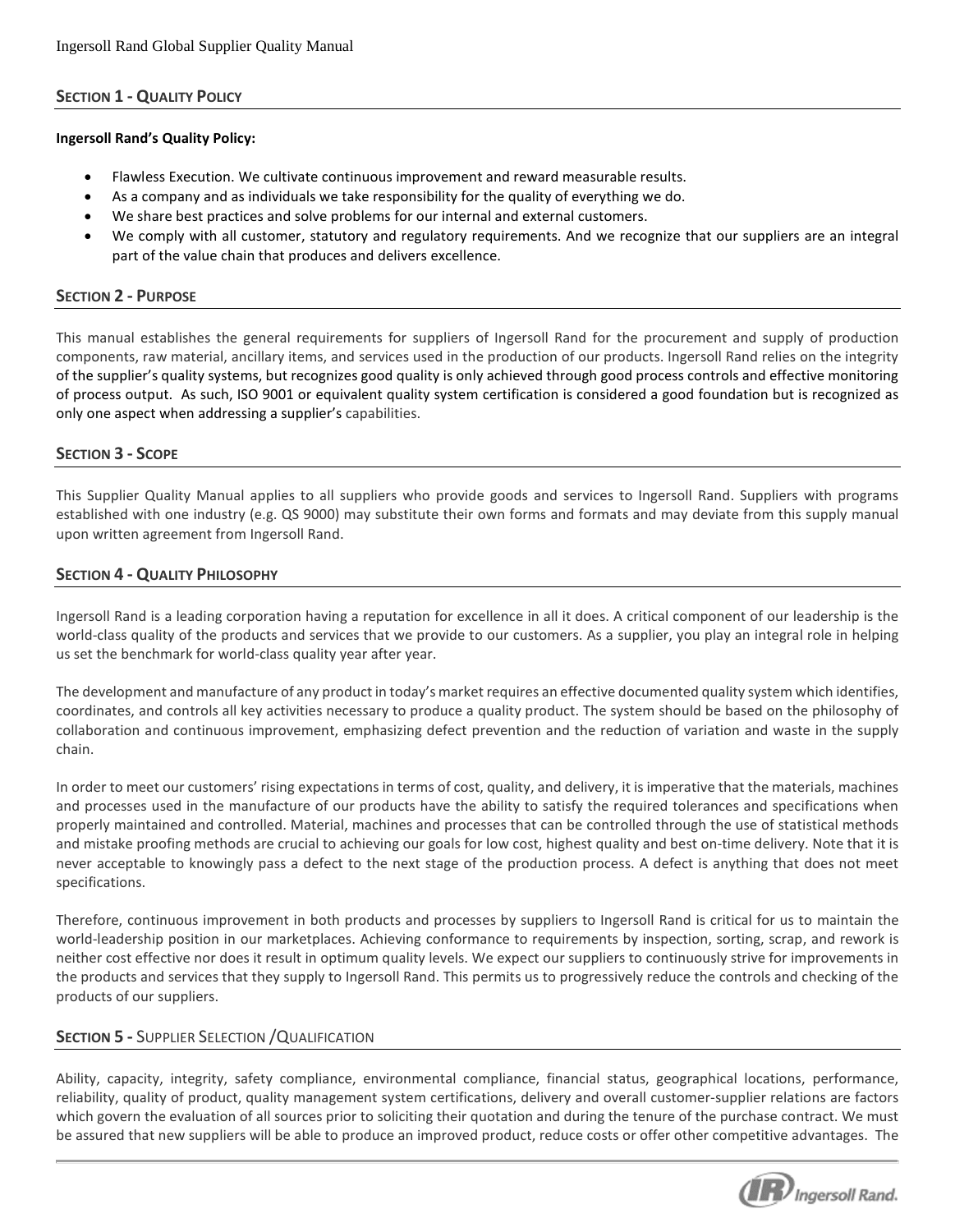## Section 1 - Quality Policy

**Ingersoll Rand's Quality Policy:**

- Flawless Execution. We cultivate continuous improvement and reward measurable results.
- As a company and as individuals we take responsibility for the quality of everything we do.
- We share best practices and solve problems for our internal and external customers.
- We comply with all customer, statutory and regulatory requirements. And we recognize that our suppliers are an integral part of the value chain that produces and delivers excellence.

## Section 2 - Purpose

This manual establishes the general requirements for suppliers of Ingersoll Rand for the procurement and supply of production components, raw material, ancillary items, and services used in the production of our products. Ingersoll Rand relies on the integrity of the supplier's quality systems, but recognizes good quality is only achieved through good process controls and effective monitoring of process output. As such, ISO 9001 or equivalent quality system certification is considered a good foundation but is recognized as only one aspect when addressing a supplier's capabilities.

## Section 3 - Scope

This Supplier Quality Manual applies to all suppliers who provide goods and services to Ingersoll Rand. Suppliers with programs established with one industry (e.g. QS 9000) may substitute their own forms and formats and may deviate from this supply manual upon written agreement from Ingersoll Rand.

## Section 4 - Quality Philosophy

Ingersoll Rand is a leading corporation having a reputation for excellence in all it does. A critical component of our leadership is the world-class quality of the products and services that we provide to our customers. As a supplier, you play an integral role in helping us set the benchmark for world-class quality year after year.

The development and manufacture of any product in today's market requires an effective documented quality system which identifies, coordinates, and controls all key activities necessary to produce a quality product. The system should be based on the philosophy of collaboration and continuous improvement, emphasizing defect prevention and the reduction of variation and waste in the supply chain.

In order to meet our customers' rising expectations in terms of cost, quality, and delivery, it is imperative that the materials, machines and processes used in the manufacture of our products have the ability to satisfy the required tolerances and specifications when properly maintained and controlled. Material, machines and processes that can be controlled through the use of statistical methods and mistake proofing methods are crucial to achieving our goals for low cost, highest quality and best on-time delivery. Note that it is never acceptable to knowingly pass a defect to the next stage of the production process. A defect is anything that does not meet specifications.

Therefore, continuous improvement in both products and processes by suppliers to Ingersoll Rand is critical for us to maintain the world-leadership position in our marketplaces. Achieving conformance to requirements by inspection, sorting, scrap, and rework is neither cost effective nor does it result in optimum quality levels. We expect our suppliers to continuously strive for improvements in the products and services that they supply to Ingersoll Rand. This permits us to progressively reduce the controls and checking of the products of our suppliers.

## Section 5 - Supplier Selection /Qualification

Ability, capacity, integrity, safety compliance, environmental compliance, financial status, geographical locations, performance, reliability, quality of product, quality management system certifications, delivery and overall customer-supplier relations are factors which govern the evaluation of all sources prior to soliciting their quotation and during the tenure of the purchase contract. We must be assured that new suppliers will be able to produce an improved product, reduce costs or offer other competitive advantages. The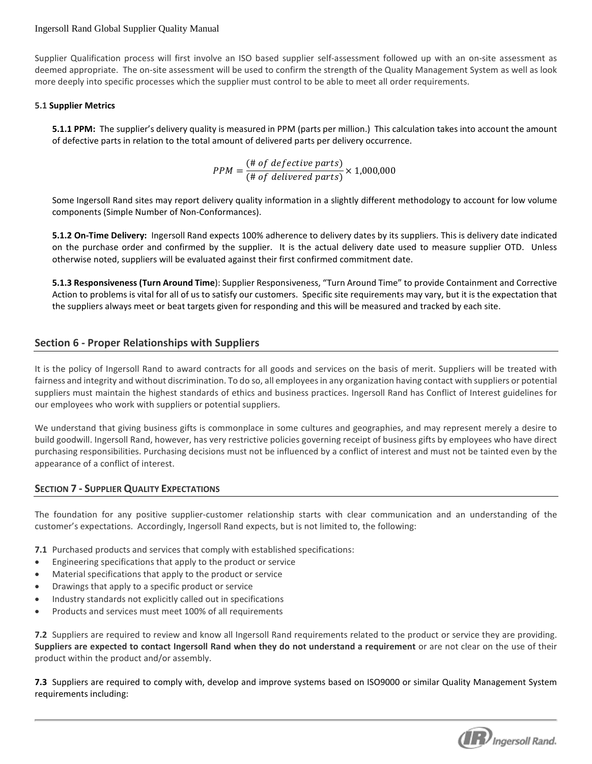Supplier Qualification process will first involve an ISO based supplier self-assessment followed up with an on-site assessment as deemed appropriate. The on-site assessment will be used to confirm the strength of the Quality Management System as well as look more deeply into specific processes which the supplier must control to be able to meet all order requirements.

### 5.1 Supplier Metrics

**5.1.1 PPM:** The supplier's delivery quality is measured in PPM (parts per million.) This calculation takes into account the amount of defective parts in relation to the total amount of delivered parts per delivery occurrence.

$$PPM = \frac{(\#\ of\ defective\ parts)}{(\#\ of\ delivered\ parts)} \times 1{,}000{,}000$$

Some Ingersoll Rand sites may report delivery quality information in a slightly different methodology to account for low volume components (Simple Number of Non-Conformances).

**5.1.2 On-Time Delivery:** Ingersoll Rand expects 100% adherence to delivery dates by its suppliers. This is delivery date indicated on the purchase order and confirmed by the supplier. It is the actual delivery date used to measure supplier OTD. Unless otherwise noted, suppliers will be evaluated against their first confirmed commitment date.

**5.1.3 Responsiveness (Turn Around Time**): Supplier Responsiveness, "Turn Around Time" to provide Containment and Corrective Action to problems is vital for all of us to satisfy our customers. Specific site requirements may vary, but it is the expectation that the suppliers always meet or beat targets given for responding and this will be measured and tracked by each site.

## Section 6 - Proper Relationships with Suppliers

It is the policy of Ingersoll Rand to award contracts for all goods and services on the basis of merit. Suppliers will be treated with fairness and integrity and without discrimination. To do so, all employees in any organization having contact with suppliers or potential suppliers must maintain the highest standards of ethics and business practices. Ingersoll Rand has Conflict of Interest guidelines for our employees who work with suppliers or potential suppliers.

We understand that giving business gifts is commonplace in some cultures and geographies, and may represent merely a desire to build goodwill. Ingersoll Rand, however, has very restrictive policies governing receipt of business gifts by employees who have direct purchasing responsibilities. Purchasing decisions must not be influenced by a conflict of interest and must not be tainted even by the appearance of a conflict of interest.

## SECTION 7 - SUPPLIER QUALITY EXPECTATIONS

The foundation for any positive supplier-customer relationship starts with clear communication and an understanding of the customer's expectations. Accordingly, Ingersoll Rand expects, but is not limited to, the following:

**7.1** Purchased products and services that comply with established specifications:

- Engineering specifications that apply to the product or service
- Material specifications that apply to the product or service
- Drawings that apply to a specific product or service
- Industry standards not explicitly called out in specifications
- Products and services must meet 100% of all requirements

**7.2** Suppliers are required to review and know all Ingersoll Rand requirements related to the product or service they are providing. **Suppliers are expected to contact Ingersoll Rand when they do not understand a requirement** or are not clear on the use of their product within the product and/or assembly.

**7.3** Suppliers are required to comply with, develop and improve systems based on ISO9000 or similar Quality Management System requirements including: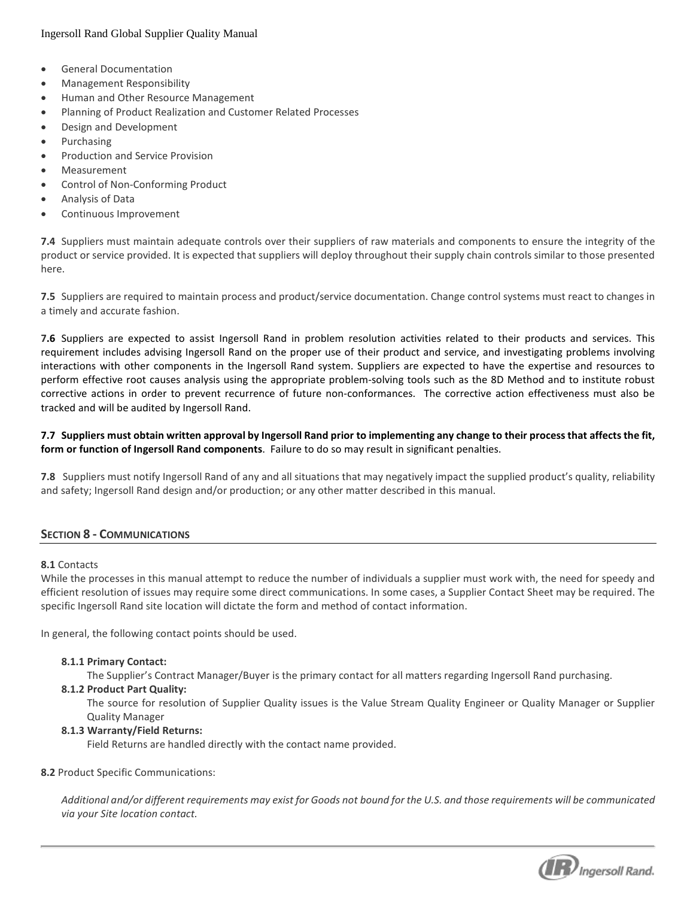- General Documentation
- Management Responsibility
- Human and Other Resource Management
- Planning of Product Realization and Customer Related Processes
- Design and Development
- Purchasing
- Production and Service Provision
- Measurement
- Control of Non-Conforming Product
- Analysis of Data
- Continuous Improvement

**7.4** Suppliers must maintain adequate controls over their suppliers of raw materials and components to ensure the integrity of the product or service provided. It is expected that suppliers will deploy throughout their supply chain controls similar to those presented here.

**7.5** Suppliers are required to maintain process and product/service documentation. Change control systems must react to changes in a timely and accurate fashion.

**7.6** Suppliers are expected to assist Ingersoll Rand in problem resolution activities related to their products and services. This requirement includes advising Ingersoll Rand on the proper use of their product and service, and investigating problems involving interactions with other components in the Ingersoll Rand system. Suppliers are expected to have the expertise and resources to perform effective root causes analysis using the appropriate problem-solving tools such as the 8D Method and to institute robust corrective actions in order to prevent recurrence of future non-conformances. The corrective action effectiveness must also be tracked and will be audited by Ingersoll Rand.

**7.7 Suppliers must obtain written approval by Ingersoll Rand prior to implementing any change to their process that affects the fit, form or function of Ingersoll Rand components**. Failure to do so may result in significant penalties.

**7.8** Suppliers must notify Ingersoll Rand of any and all situations that may negatively impact the supplied product's quality, reliability and safety; Ingersoll Rand design and/or production; or any other matter described in this manual.

## SECTION 8 - COMMUNICATIONS

**8.1** Contacts

While the processes in this manual attempt to reduce the number of individuals a supplier must work with, the need for speedy and efficient resolution of issues may require some direct communications. In some cases, a Supplier Contact Sheet may be required. The specific Ingersoll Rand site location will dictate the form and method of contact information.

In general, the following contact points should be used.

**8.1.1 Primary Contact:**
The Supplier's Contract Manager/Buyer is the primary contact for all matters regarding Ingersoll Rand purchasing.

**8.1.2 Product Part Quality:**
The source for resolution of Supplier Quality issues is the Value Stream Quality Engineer or Quality Manager or Supplier Quality Manager

**8.1.3 Warranty/Field Returns:**
Field Returns are handled directly with the contact name provided.

**8.2** Product Specific Communications:

*Additional and/or different requirements may exist for Goods not bound for the U.S. and those requirements will be communicated via your Site location contact.*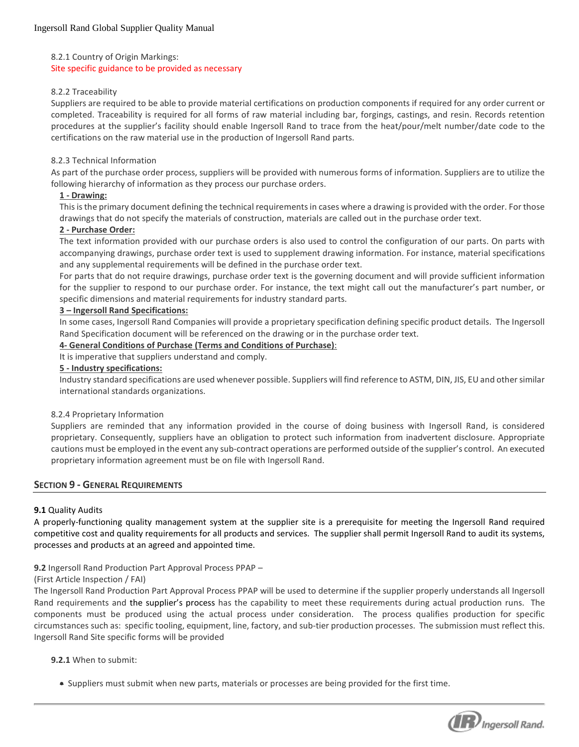8.2.1 Country of Origin Markings:
Site specific guidance to be provided as necessary

8.2.2 Traceability
Suppliers are required to be able to provide material certifications on production components if required for any order current or completed. Traceability is required for all forms of raw material including bar, forgings, castings, and resin. Records retention procedures at the supplier's facility should enable Ingersoll Rand to trace from the heat/pour/melt number/date code to the certifications on the raw material use in the production of Ingersoll Rand parts.

8.2.3 Technical Information
As part of the purchase order process, suppliers will be provided with numerous forms of information. Suppliers are to utilize the following hierarchy of information as they process our purchase orders.

**1 - Drawing:**
This is the primary document defining the technical requirements in cases where a drawing is provided with the order. For those drawings that do not specify the materials of construction, materials are called out in the purchase order text.

**2 - Purchase Order:**
The text information provided with our purchase orders is also used to control the configuration of our parts. On parts with accompanying drawings, purchase order text is used to supplement drawing information. For instance, material specifications and any supplemental requirements will be defined in the purchase order text.
For parts that do not require drawings, purchase order text is the governing document and will provide sufficient information for the supplier to respond to our purchase order. For instance, the text might call out the manufacturer's part number, or specific dimensions and material requirements for industry standard parts.

**3 – Ingersoll Rand Specifications:**
In some cases, Ingersoll Rand Companies will provide a proprietary specification defining specific product details. The Ingersoll Rand Specification document will be referenced on the drawing or in the purchase order text.

**4- General Conditions of Purchase (Terms and Conditions of Purchase)**:
It is imperative that suppliers understand and comply.

**5 - Industry specifications:**
Industry standard specifications are used whenever possible. Suppliers will find reference to ASTM, DIN, JIS, EU and other similar international standards organizations.

8.2.4 Proprietary Information
Suppliers are reminded that any information provided in the course of doing business with Ingersoll Rand, is considered proprietary. Consequently, suppliers have an obligation to protect such information from inadvertent disclosure. Appropriate cautions must be employed in the event any sub-contract operations are performed outside of the supplier's control. An executed proprietary information agreement must be on file with Ingersoll Rand.

## SECTION 9 - GENERAL REQUIREMENTS

**9.1** Quality Audits
A properly-functioning quality management system at the supplier site is a prerequisite for meeting the Ingersoll Rand required competitive cost and quality requirements for all products and services. The supplier shall permit Ingersoll Rand to audit its systems, processes and products at an agreed and appointed time.

**9.2** Ingersoll Rand Production Part Approval Process PPAP –
(First Article Inspection / FAI)
The Ingersoll Rand Production Part Approval Process PPAP will be used to determine if the supplier properly understands all Ingersoll Rand requirements and the supplier's process has the capability to meet these requirements during actual production runs. The components must be produced using the actual process under consideration. The process qualifies production for specific circumstances such as: specific tooling, equipment, line, factory, and sub-tier production processes. The submission must reflect this. Ingersoll Rand Site specific forms will be provided

**9.2.1** When to submit:

- Suppliers must submit when new parts, materials or processes are being provided for the first time.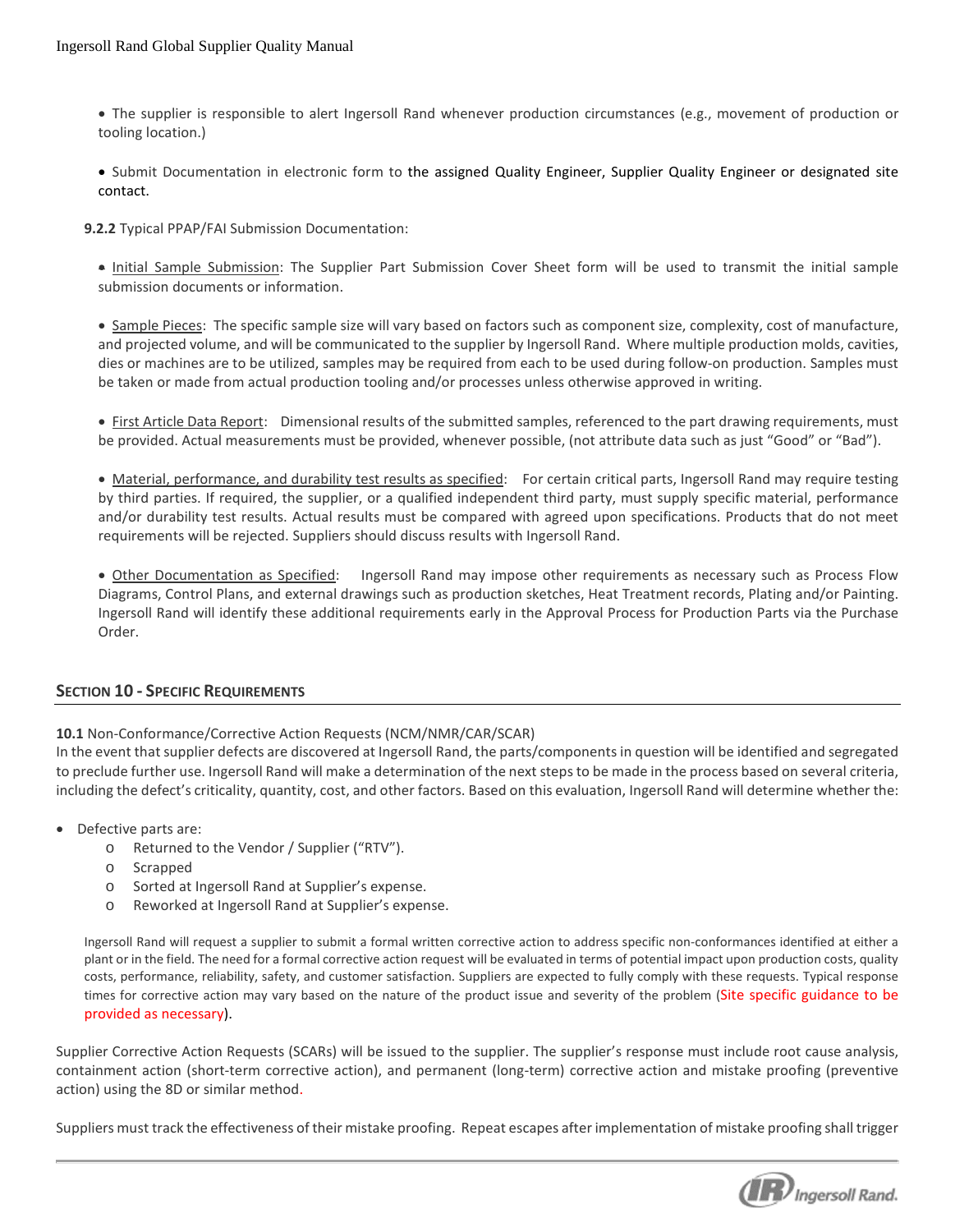- The supplier is responsible to alert Ingersoll Rand whenever production circumstances (e.g., movement of production or tooling location.)

- Submit Documentation in electronic form to the assigned Quality Engineer, Supplier Quality Engineer or designated site contact.

**9.2.2** Typical PPAP/FAI Submission Documentation:

- Initial Sample Submission: The Supplier Part Submission Cover Sheet form will be used to transmit the initial sample submission documents or information.

- Sample Pieces: The specific sample size will vary based on factors such as component size, complexity, cost of manufacture, and projected volume, and will be communicated to the supplier by Ingersoll Rand. Where multiple production molds, cavities, dies or machines are to be utilized, samples may be required from each to be used during follow-on production. Samples must be taken or made from actual production tooling and/or processes unless otherwise approved in writing.

- First Article Data Report: Dimensional results of the submitted samples, referenced to the part drawing requirements, must be provided. Actual measurements must be provided, whenever possible, (not attribute data such as just "Good" or "Bad").

- Material, performance, and durability test results as specified: For certain critical parts, Ingersoll Rand may require testing by third parties. If required, the supplier, or a qualified independent third party, must supply specific material, performance and/or durability test results. Actual results must be compared with agreed upon specifications. Products that do not meet requirements will be rejected. Suppliers should discuss results with Ingersoll Rand.

- Other Documentation as Specified: Ingersoll Rand may impose other requirements as necessary such as Process Flow Diagrams, Control Plans, and external drawings such as production sketches, Heat Treatment records, Plating and/or Painting. Ingersoll Rand will identify these additional requirements early in the Approval Process for Production Parts via the Purchase Order.

## SECTION 10 - SPECIFIC REQUIREMENTS

**10.1** Non-Conformance/Corrective Action Requests (NCM/NMR/CAR/SCAR)
In the event that supplier defects are discovered at Ingersoll Rand, the parts/components in question will be identified and segregated to preclude further use. Ingersoll Rand will make a determination of the next steps to be made in the process based on several criteria, including the defect's criticality, quantity, cost, and other factors. Based on this evaluation, Ingersoll Rand will determine whether the:

- Defective parts are:
  - Returned to the Vendor / Supplier ("RTV").
  - Scrapped
  - Sorted at Ingersoll Rand at Supplier's expense.
  - Reworked at Ingersoll Rand at Supplier's expense.

Ingersoll Rand will request a supplier to submit a formal written corrective action to address specific non-conformances identified at either a plant or in the field. The need for a formal corrective action request will be evaluated in terms of potential impact upon production costs, quality costs, performance, reliability, safety, and customer satisfaction. Suppliers are expected to fully comply with these requests. Typical response times for corrective action may vary based on the nature of the product issue and severity of the problem (Site specific guidance to be provided as necessary).

Supplier Corrective Action Requests (SCARs) will be issued to the supplier. The supplier's response must include root cause analysis, containment action (short-term corrective action), and permanent (long-term) corrective action and mistake proofing (preventive action) using the 8D or similar method.

Suppliers must track the effectiveness of their mistake proofing. Repeat escapes after implementation of mistake proofing shall trigger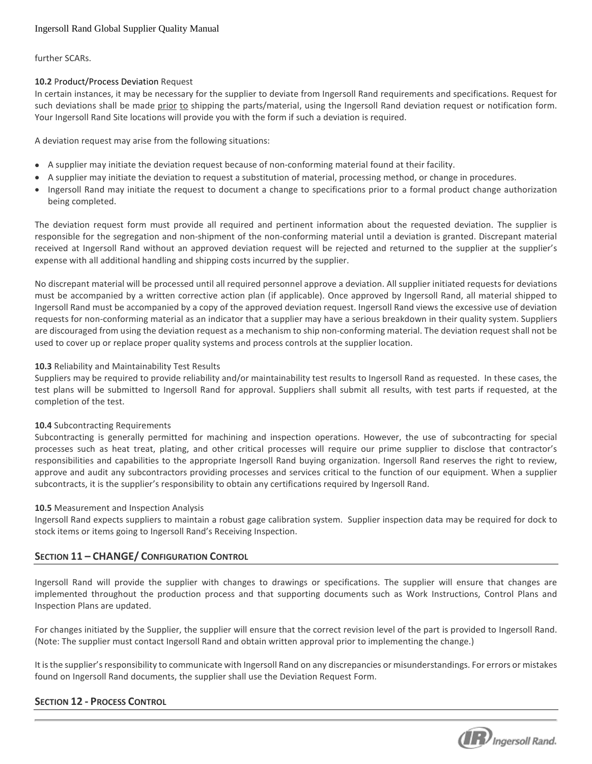further SCARs.

**10.2** Product/Process Deviation Request

In certain instances, it may be necessary for the supplier to deviate from Ingersoll Rand requirements and specifications. Request for such deviations shall be made prior to shipping the parts/material, using the Ingersoll Rand deviation request or notification form. Your Ingersoll Rand Site locations will provide you with the form if such a deviation is required.

A deviation request may arise from the following situations:

- A supplier may initiate the deviation request because of non-conforming material found at their facility.
- A supplier may initiate the deviation to request a substitution of material, processing method, or change in procedures.
- Ingersoll Rand may initiate the request to document a change to specifications prior to a formal product change authorization being completed.

The deviation request form must provide all required and pertinent information about the requested deviation. The supplier is responsible for the segregation and non-shipment of the non-conforming material until a deviation is granted. Discrepant material received at Ingersoll Rand without an approved deviation request will be rejected and returned to the supplier at the supplier's expense with all additional handling and shipping costs incurred by the supplier.

No discrepant material will be processed until all required personnel approve a deviation. All supplier initiated requests for deviations must be accompanied by a written corrective action plan (if applicable). Once approved by Ingersoll Rand, all material shipped to Ingersoll Rand must be accompanied by a copy of the approved deviation request. Ingersoll Rand views the excessive use of deviation requests for non-conforming material as an indicator that a supplier may have a serious breakdown in their quality system. Suppliers are discouraged from using the deviation request as a mechanism to ship non-conforming material. The deviation request shall not be used to cover up or replace proper quality systems and process controls at the supplier location.

**10.3** Reliability and Maintainability Test Results

Suppliers may be required to provide reliability and/or maintainability test results to Ingersoll Rand as requested. In these cases, the test plans will be submitted to Ingersoll Rand for approval. Suppliers shall submit all results, with test parts if requested, at the completion of the test.

**10.4** Subcontracting Requirements

Subcontracting is generally permitted for machining and inspection operations. However, the use of subcontracting for special processes such as heat treat, plating, and other critical processes will require our prime supplier to disclose that contractor's responsibilities and capabilities to the appropriate Ingersoll Rand buying organization. Ingersoll Rand reserves the right to review, approve and audit any subcontractors providing processes and services critical to the function of our equipment. When a supplier subcontracts, it is the supplier's responsibility to obtain any certifications required by Ingersoll Rand.

**10.5** Measurement and Inspection Analysis

Ingersoll Rand expects suppliers to maintain a robust gage calibration system. Supplier inspection data may be required for dock to stock items or items going to Ingersoll Rand's Receiving Inspection.

## SECTION 11 – CHANGE/ CONFIGURATION CONTROL

Ingersoll Rand will provide the supplier with changes to drawings or specifications. The supplier will ensure that changes are implemented throughout the production process and that supporting documents such as Work Instructions, Control Plans and Inspection Plans are updated.

For changes initiated by the Supplier, the supplier will ensure that the correct revision level of the part is provided to Ingersoll Rand. (Note: The supplier must contact Ingersoll Rand and obtain written approval prior to implementing the change.)

It is the supplier's responsibility to communicate with Ingersoll Rand on any discrepancies or misunderstandings. For errors or mistakes found on Ingersoll Rand documents, the supplier shall use the Deviation Request Form.

## SECTION 12 - PROCESS CONTROL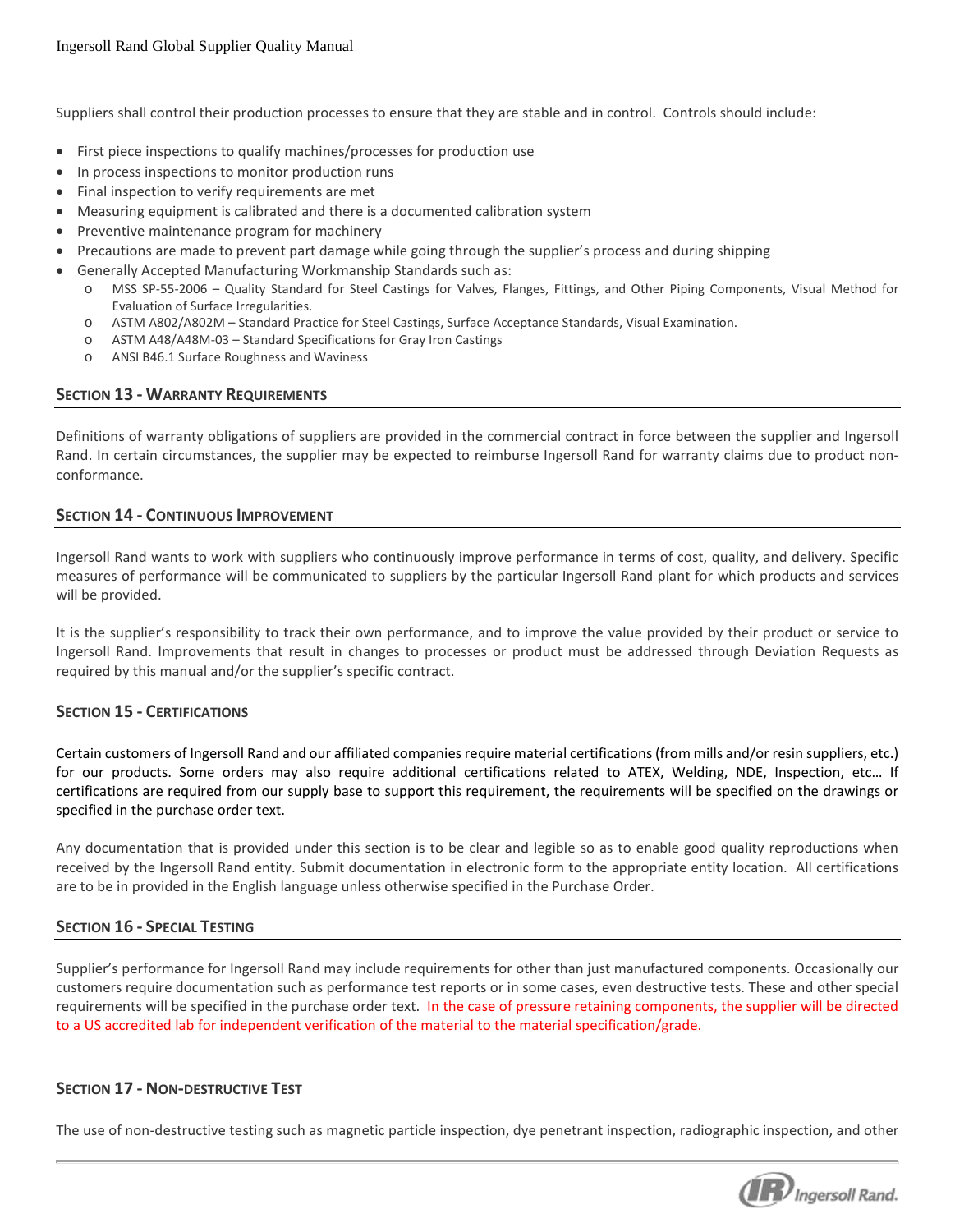Suppliers shall control their production processes to ensure that they are stable and in control. Controls should include:

- First piece inspections to qualify machines/processes for production use
- In process inspections to monitor production runs
- Final inspection to verify requirements are met
- Measuring equipment is calibrated and there is a documented calibration system
- Preventive maintenance program for machinery
- Precautions are made to prevent part damage while going through the supplier's process and during shipping
- Generally Accepted Manufacturing Workmanship Standards such as:
  - MSS SP-55-2006 – Quality Standard for Steel Castings for Valves, Flanges, Fittings, and Other Piping Components, Visual Method for Evaluation of Surface Irregularities.
  - ASTM A802/A802M – Standard Practice for Steel Castings, Surface Acceptance Standards, Visual Examination.
  - ASTM A48/A48M-03 – Standard Specifications for Gray Iron Castings
  - ANSI B46.1 Surface Roughness and Waviness

## SECTION 13 - WARRANTY REQUIREMENTS

Definitions of warranty obligations of suppliers are provided in the commercial contract in force between the supplier and Ingersoll Rand. In certain circumstances, the supplier may be expected to reimburse Ingersoll Rand for warranty claims due to product non-conformance.

## SECTION 14 - CONTINUOUS IMPROVEMENT

Ingersoll Rand wants to work with suppliers who continuously improve performance in terms of cost, quality, and delivery. Specific measures of performance will be communicated to suppliers by the particular Ingersoll Rand plant for which products and services will be provided.

It is the supplier's responsibility to track their own performance, and to improve the value provided by their product or service to Ingersoll Rand. Improvements that result in changes to processes or product must be addressed through Deviation Requests as required by this manual and/or the supplier's specific contract.

## SECTION 15 - CERTIFICATIONS

Certain customers of Ingersoll Rand and our affiliated companies require material certifications (from mills and/or resin suppliers, etc.) for our products. Some orders may also require additional certifications related to ATEX, Welding, NDE, Inspection, etc… If certifications are required from our supply base to support this requirement, the requirements will be specified on the drawings or specified in the purchase order text.

Any documentation that is provided under this section is to be clear and legible so as to enable good quality reproductions when received by the Ingersoll Rand entity. Submit documentation in electronic form to the appropriate entity location. All certifications are to be in provided in the English language unless otherwise specified in the Purchase Order.

## SECTION 16 - SPECIAL TESTING

Supplier's performance for Ingersoll Rand may include requirements for other than just manufactured components. Occasionally our customers require documentation such as performance test reports or in some cases, even destructive tests. These and other special requirements will be specified in the purchase order text. In the case of pressure retaining components, the supplier will be directed to a US accredited lab for independent verification of the material to the material specification/grade.

## SECTION 17 - NON-DESTRUCTIVE TEST

The use of non-destructive testing such as magnetic particle inspection, dye penetrant inspection, radiographic inspection, and other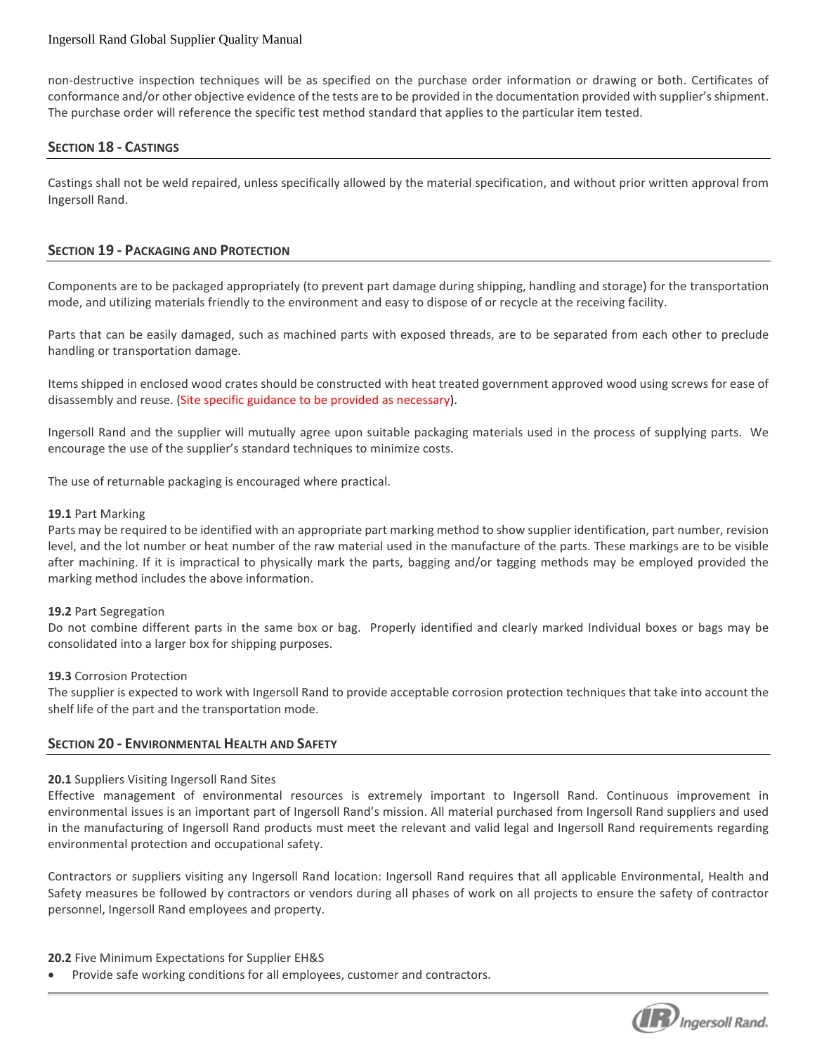non-destructive inspection techniques will be as specified on the purchase order information or drawing or both. Certificates of conformance and/or other objective evidence of the tests are to be provided in the documentation provided with supplier's shipment. The purchase order will reference the specific test method standard that applies to the particular item tested.

## SECTION 18 - CASTINGS

Castings shall not be weld repaired, unless specifically allowed by the material specification, and without prior written approval from Ingersoll Rand.

## SECTION 19 - PACKAGING AND PROTECTION

Components are to be packaged appropriately (to prevent part damage during shipping, handling and storage) for the transportation mode, and utilizing materials friendly to the environment and easy to dispose of or recycle at the receiving facility.

Parts that can be easily damaged, such as machined parts with exposed threads, are to be separated from each other to preclude handling or transportation damage.

Items shipped in enclosed wood crates should be constructed with heat treated government approved wood using screws for ease of disassembly and reuse. (Site specific guidance to be provided as necessary).

Ingersoll Rand and the supplier will mutually agree upon suitable packaging materials used in the process of supplying parts. We encourage the use of the supplier's standard techniques to minimize costs.

The use of returnable packaging is encouraged where practical.

**19.1** Part Marking
Parts may be required to be identified with an appropriate part marking method to show supplier identification, part number, revision level, and the lot number or heat number of the raw material used in the manufacture of the parts. These markings are to be visible after machining. If it is impractical to physically mark the parts, bagging and/or tagging methods may be employed provided the marking method includes the above information.

**19.2** Part Segregation
Do not combine different parts in the same box or bag. Properly identified and clearly marked Individual boxes or bags may be consolidated into a larger box for shipping purposes.

**19.3** Corrosion Protection
The supplier is expected to work with Ingersoll Rand to provide acceptable corrosion protection techniques that take into account the shelf life of the part and the transportation mode.

## SECTION 20 - ENVIRONMENTAL HEALTH AND SAFETY

**20.1** Suppliers Visiting Ingersoll Rand Sites
Effective management of environmental resources is extremely important to Ingersoll Rand. Continuous improvement in environmental issues is an important part of Ingersoll Rand's mission. All material purchased from Ingersoll Rand suppliers and used in the manufacturing of Ingersoll Rand products must meet the relevant and valid legal and Ingersoll Rand requirements regarding environmental protection and occupational safety.

Contractors or suppliers visiting any Ingersoll Rand location: Ingersoll Rand requires that all applicable Environmental, Health and Safety measures be followed by contractors or vendors during all phases of work on all projects to ensure the safety of contractor personnel, Ingersoll Rand employees and property.

**20.2** Five Minimum Expectations for Supplier EH&S

- Provide safe working conditions for all employees, customer and contractors.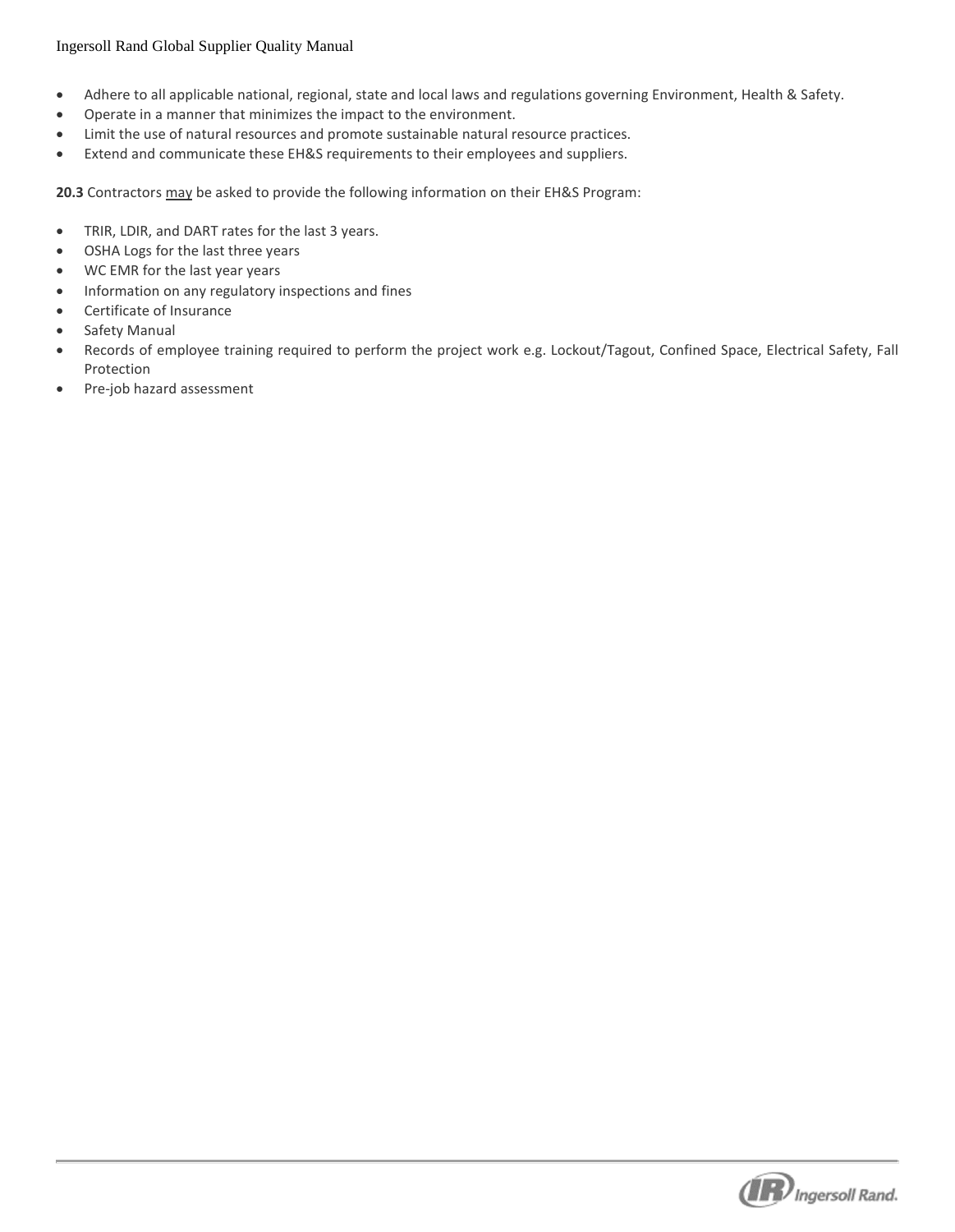- Adhere to all applicable national, regional, state and local laws and regulations governing Environment, Health & Safety.
- Operate in a manner that minimizes the impact to the environment.
- Limit the use of natural resources and promote sustainable natural resource practices.
- Extend and communicate these EH&S requirements to their employees and suppliers.

**20.3** Contractors <u>may</u> be asked to provide the following information on their EH&S Program:

- TRIR, LDIR, and DART rates for the last 3 years.
- OSHA Logs for the last three years
- WC EMR for the last year years
- Information on any regulatory inspections and fines
- Certificate of Insurance
- Safety Manual
- Records of employee training required to perform the project work e.g. Lockout/Tagout, Confined Space, Electrical Safety, Fall Protection
- Pre-job hazard assessment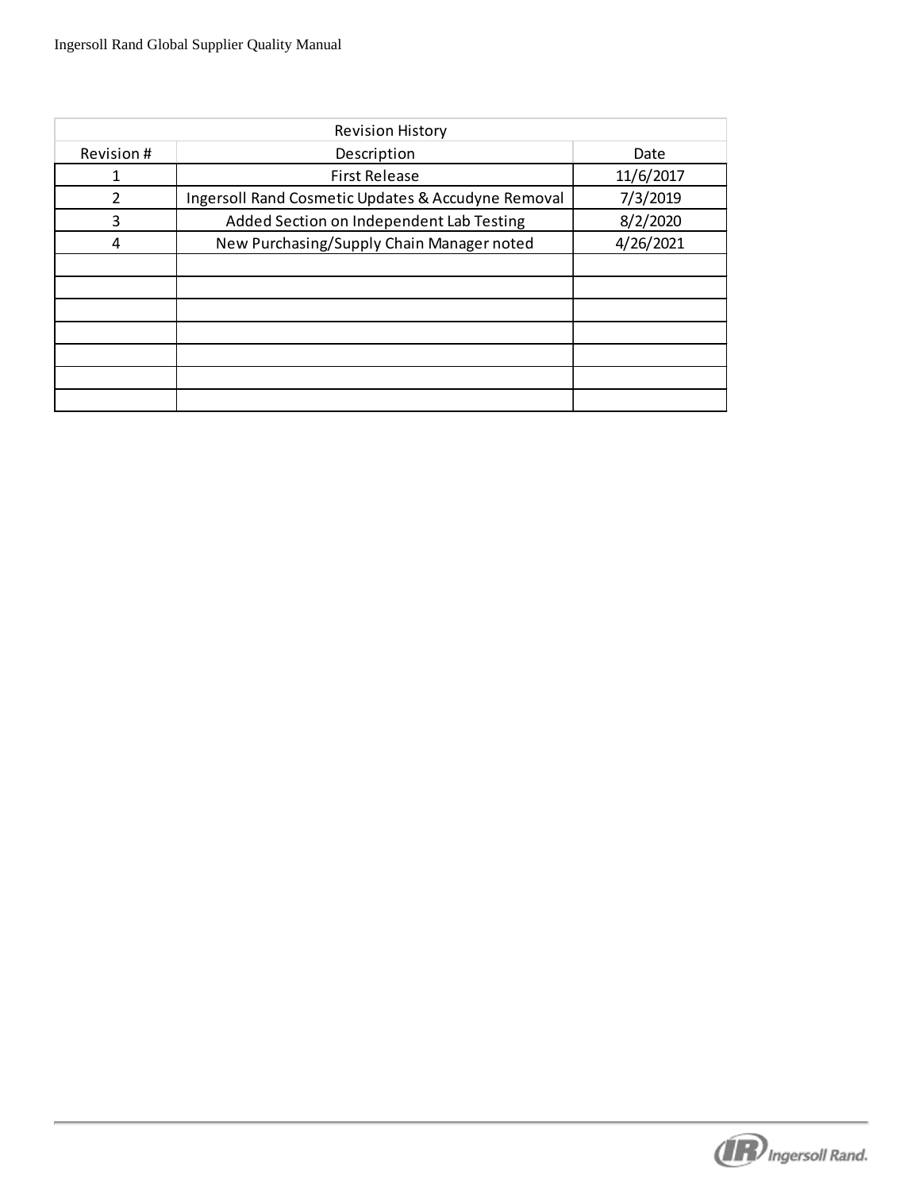| Revision History | | |
|---|---|---|
| Revision # | Description | Date |
| 1 | First Release | 11/6/2017 |
| 2 | Ingersoll Rand Cosmetic Updates & Accudyne Removal | 7/3/2019 |
| 3 | Added Section on Independent Lab Testing | 8/2/2020 |
| 4 | New Purchasing/Supply Chain Manager noted | 4/26/2021 |
| | | |
| | | |
| | | |
| | | |
| | | |
| | | |
| | | |